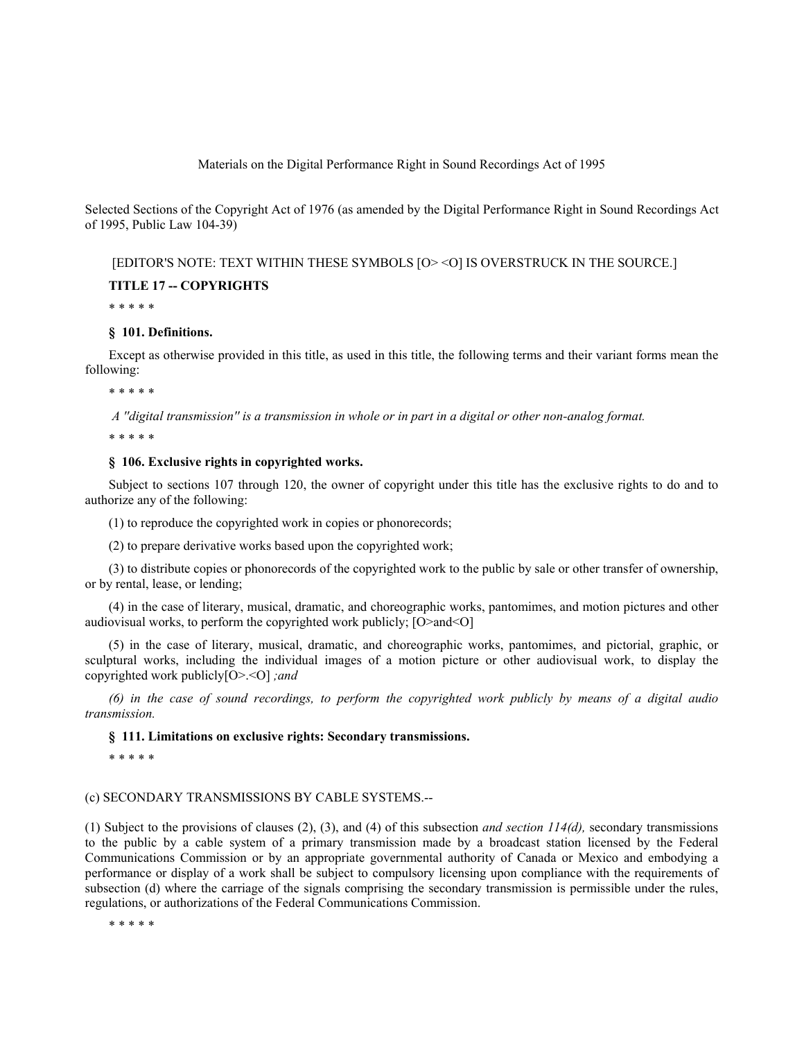Materials on the Digital Performance Right in Sound Recordings Act of 1995

Selected Sections of the Copyright Act of 1976 (as amended by the Digital Performance Right in Sound Recordings Act of 1995, Public Law 104-39)

[EDITOR'S NOTE: TEXT WITHIN THESE SYMBOLS [O> <O] IS OVERSTRUCK IN THE SOURCE.]

**TITLE 17 -- COPYRIGHTS**

* * * * *

**§ 101. Definitions.**

Except as otherwise provided in this title, as used in this title, the following terms and their variant forms mean the following:

* * * * *

*A "digital transmission" is a transmission in whole or in part in a digital or other non-analog format.*

* * * * *

**§ 106. Exclusive rights in copyrighted works.**

Subject to sections 107 through 120, the owner of copyright under this title has the exclusive rights to do and to authorize any of the following:

(1) to reproduce the copyrighted work in copies or phonorecords;

(2) to prepare derivative works based upon the copyrighted work;

(3) to distribute copies or phonorecords of the copyrighted work to the public by sale or other transfer of ownership, or by rental, lease, or lending;

(4) in the case of literary, musical, dramatic, and choreographic works, pantomimes, and motion pictures and other audiovisual works, to perform the copyrighted work publicly; [O>and<O]

(5) in the case of literary, musical, dramatic, and choreographic works, pantomimes, and pictorial, graphic, or sculptural works, including the individual images of a motion picture or other audiovisual work, to display the copyrighted work publicly[O>.<O] *;and*

*(6) in the case of sound recordings, to perform the copyrighted work publicly by means of a digital audio transmission.*

**§ 111. Limitations on exclusive rights: Secondary transmissions.**

* * * * *

(c) SECONDARY TRANSMISSIONS BY CABLE SYSTEMS.--

(1) Subject to the provisions of clauses (2), (3), and (4) of this subsection *and section 114(d),* secondary transmissions to the public by a cable system of a primary transmission made by a broadcast station licensed by the Federal Communications Commission or by an appropriate governmental authority of Canada or Mexico and embodying a performance or display of a work shall be subject to compulsory licensing upon compliance with the requirements of subsection (d) where the carriage of the signals comprising the secondary transmission is permissible under the rules, regulations, or authorizations of the Federal Communications Commission.

* * * * *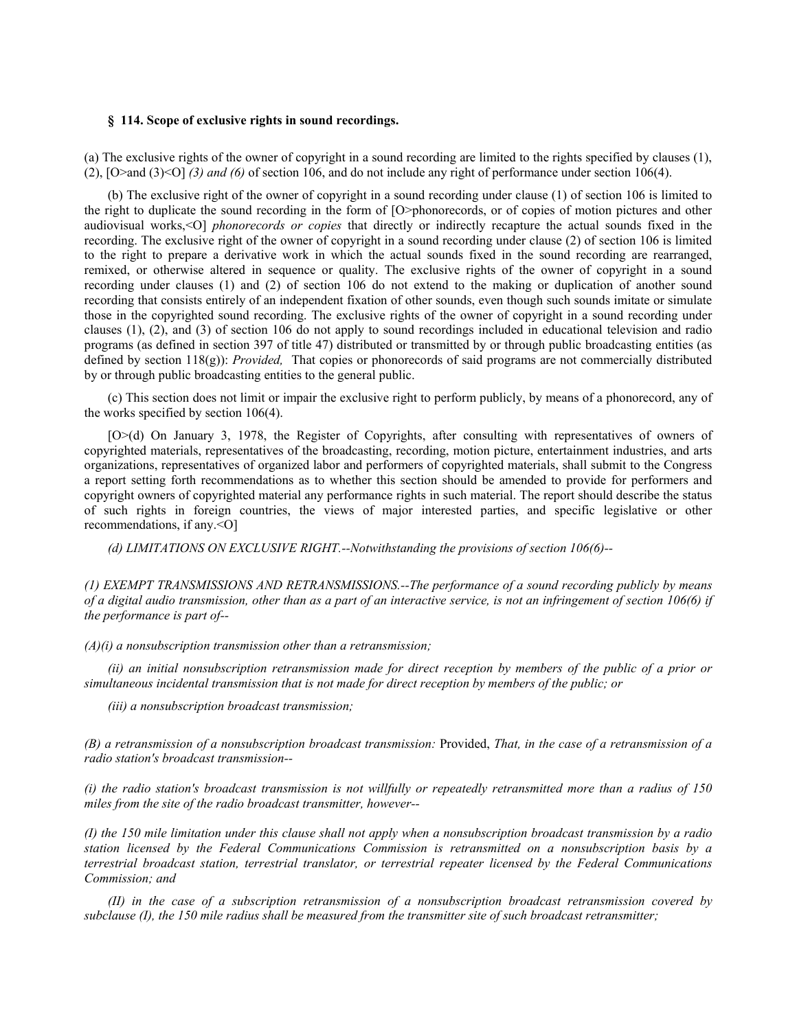**§ 114. Scope of exclusive rights in sound recordings.**

(a) The exclusive rights of the owner of copyright in a sound recording are limited to the rights specified by clauses (1), (2), [O>and (3)<O] *(3) and (6)* of section 106, and do not include any right of performance under section 106(4).

(b) The exclusive right of the owner of copyright in a sound recording under clause (1) of section 106 is limited to the right to duplicate the sound recording in the form of [O>phonorecords, or of copies of motion pictures and other audiovisual works,<O] *phonorecords or copies* that directly or indirectly recapture the actual sounds fixed in the recording. The exclusive right of the owner of copyright in a sound recording under clause (2) of section 106 is limited to the right to prepare a derivative work in which the actual sounds fixed in the sound recording are rearranged, remixed, or otherwise altered in sequence or quality. The exclusive rights of the owner of copyright in a sound recording under clauses (1) and (2) of section 106 do not extend to the making or duplication of another sound recording that consists entirely of an independent fixation of other sounds, even though such sounds imitate or simulate those in the copyrighted sound recording. The exclusive rights of the owner of copyright in a sound recording under clauses (1), (2), and (3) of section 106 do not apply to sound recordings included in educational television and radio programs (as defined in section 397 of title 47) distributed or transmitted by or through public broadcasting entities (as defined by section 118(g)): *Provided,* That copies or phonorecords of said programs are not commercially distributed by or through public broadcasting entities to the general public.

(c) This section does not limit or impair the exclusive right to perform publicly, by means of a phonorecord, any of the works specified by section 106(4).

[O>(d) On January 3, 1978, the Register of Copyrights, after consulting with representatives of owners of copyrighted materials, representatives of the broadcasting, recording, motion picture, entertainment industries, and arts organizations, representatives of organized labor and performers of copyrighted materials, shall submit to the Congress a report setting forth recommendations as to whether this section should be amended to provide for performers and copyright owners of copyrighted material any performance rights in such material. The report should describe the status of such rights in foreign countries, the views of major interested parties, and specific legislative or other recommendations, if any.<O]

*(d) LIMITATIONS ON EXCLUSIVE RIGHT.--Notwithstanding the provisions of section 106(6)--*

*(1) EXEMPT TRANSMISSIONS AND RETRANSMISSIONS.--The performance of a sound recording publicly by means of a digital audio transmission, other than as a part of an interactive service, is not an infringement of section 106(6) if the performance is part of--*

*(A)(i) a nonsubscription transmission other than a retransmission;*

*(ii) an initial nonsubscription retransmission made for direct reception by members of the public of a prior or simultaneous incidental transmission that is not made for direct reception by members of the public; or*

*(iii) a nonsubscription broadcast transmission;*

*(B) a retransmission of a nonsubscription broadcast transmission:* Provided, *That, in the case of a retransmission of a radio station's broadcast transmission--*

*(i) the radio station's broadcast transmission is not willfully or repeatedly retransmitted more than a radius of 150 miles from the site of the radio broadcast transmitter, however--*

*(I) the 150 mile limitation under this clause shall not apply when a nonsubscription broadcast transmission by a radio station licensed by the Federal Communications Commission is retransmitted on a nonsubscription basis by a terrestrial broadcast station, terrestrial translator, or terrestrial repeater licensed by the Federal Communications Commission; and*

*(II) in the case of a subscription retransmission of a nonsubscription broadcast retransmission covered by subclause (I), the 150 mile radius shall be measured from the transmitter site of such broadcast retransmitter;*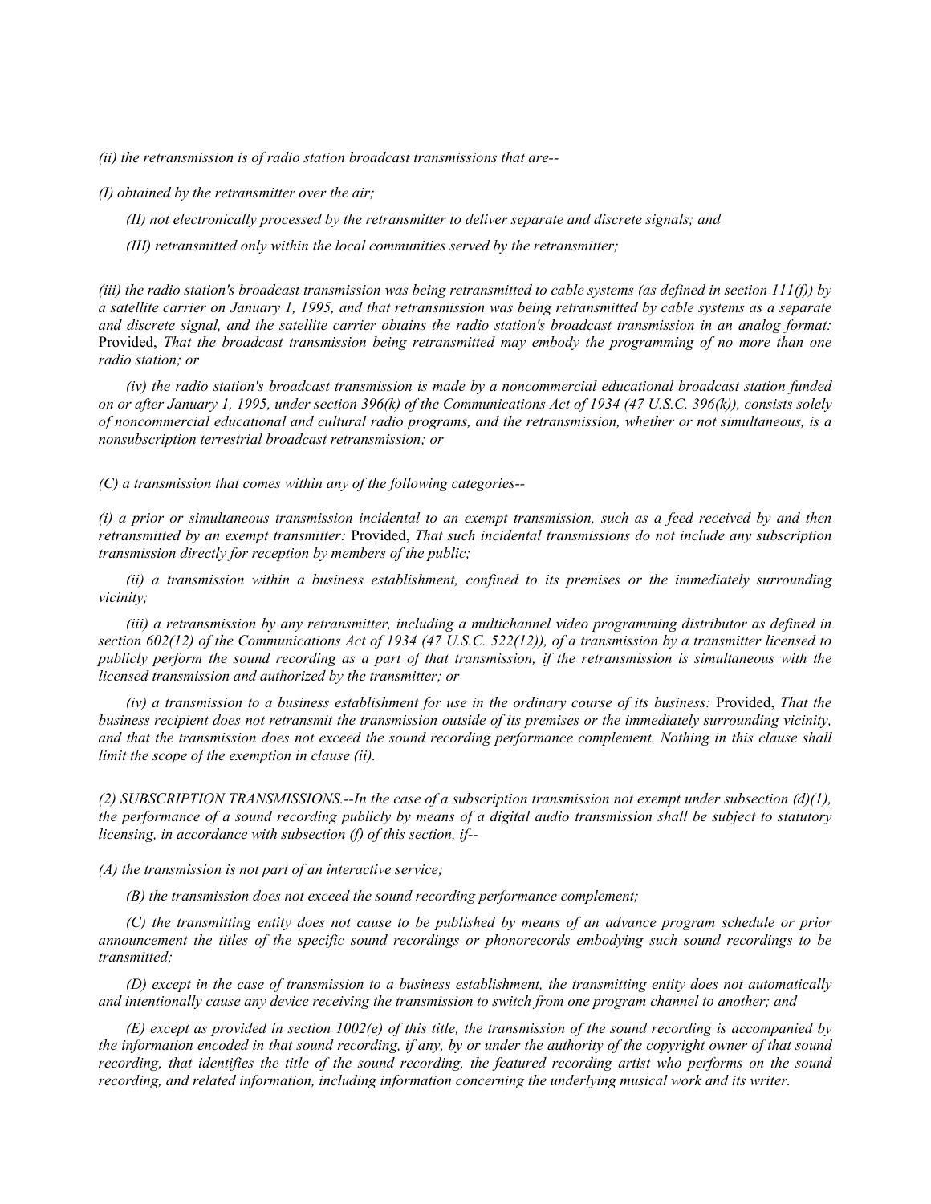*(ii) the retransmission is of radio station broadcast transmissions that are--*

*(I) obtained by the retransmitter over the air;*

*(II) not electronically processed by the retransmitter to deliver separate and discrete signals; and*

*(III) retransmitted only within the local communities served by the retransmitter;*

*(iii) the radio station's broadcast transmission was being retransmitted to cable systems (as defined in section 111(f)) by a satellite carrier on January 1, 1995, and that retransmission was being retransmitted by cable systems as a separate and discrete signal, and the satellite carrier obtains the radio station's broadcast transmission in an analog format:* Provided, *That the broadcast transmission being retransmitted may embody the programming of no more than one radio station; or*

*(iv) the radio station's broadcast transmission is made by a noncommercial educational broadcast station funded on or after January 1, 1995, under section 396(k) of the Communications Act of 1934 (47 U.S.C. 396(k)), consists solely of noncommercial educational and cultural radio programs, and the retransmission, whether or not simultaneous, is a nonsubscription terrestrial broadcast retransmission; or*

*(C) a transmission that comes within any of the following categories--*

*(i) a prior or simultaneous transmission incidental to an exempt transmission, such as a feed received by and then retransmitted by an exempt transmitter:* Provided, *That such incidental transmissions do not include any subscription transmission directly for reception by members of the public;*

*(ii) a transmission within a business establishment, confined to its premises or the immediately surrounding vicinity;*

*(iii) a retransmission by any retransmitter, including a multichannel video programming distributor as defined in section 602(12) of the Communications Act of 1934 (47 U.S.C. 522(12)), of a transmission by a transmitter licensed to publicly perform the sound recording as a part of that transmission, if the retransmission is simultaneous with the licensed transmission and authorized by the transmitter; or*

*(iv) a transmission to a business establishment for use in the ordinary course of its business:* Provided, *That the business recipient does not retransmit the transmission outside of its premises or the immediately surrounding vicinity, and that the transmission does not exceed the sound recording performance complement. Nothing in this clause shall limit the scope of the exemption in clause (ii).*

*(2) SUBSCRIPTION TRANSMISSIONS.--In the case of a subscription transmission not exempt under subsection (d)(1), the performance of a sound recording publicly by means of a digital audio transmission shall be subject to statutory licensing, in accordance with subsection (f) of this section, if--*

*(A) the transmission is not part of an interactive service;*

*(B) the transmission does not exceed the sound recording performance complement;*

*(C) the transmitting entity does not cause to be published by means of an advance program schedule or prior announcement the titles of the specific sound recordings or phonorecords embodying such sound recordings to be transmitted;*

*(D) except in the case of transmission to a business establishment, the transmitting entity does not automatically and intentionally cause any device receiving the transmission to switch from one program channel to another; and*

*(E) except as provided in section 1002(e) of this title, the transmission of the sound recording is accompanied by the information encoded in that sound recording, if any, by or under the authority of the copyright owner of that sound recording, that identifies the title of the sound recording, the featured recording artist who performs on the sound recording, and related information, including information concerning the underlying musical work and its writer.*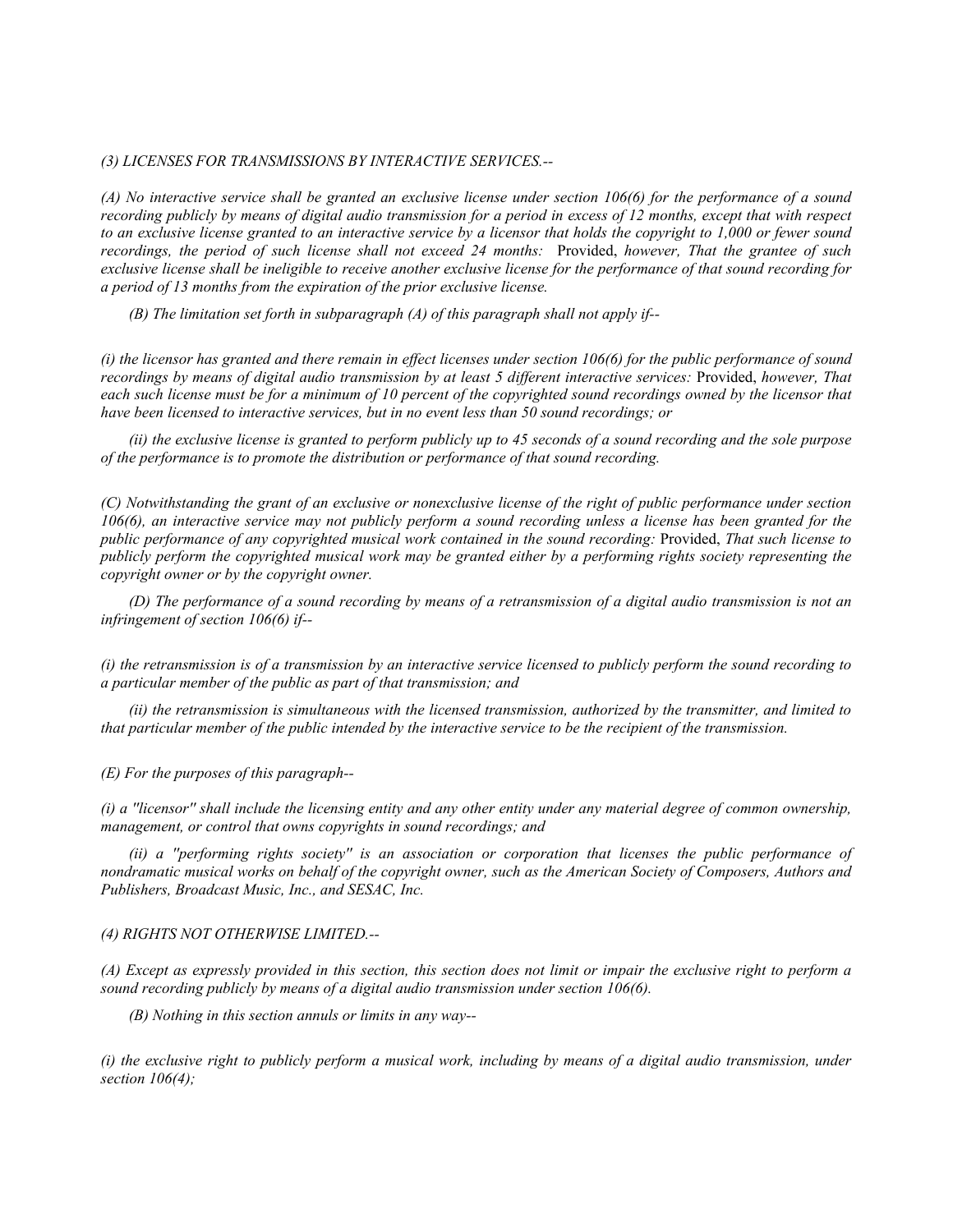*(3) LICENSES FOR TRANSMISSIONS BY INTERACTIVE SERVICES.--*

*(A) No interactive service shall be granted an exclusive license under section 106(6) for the performance of a sound recording publicly by means of digital audio transmission for a period in excess of 12 months, except that with respect to an exclusive license granted to an interactive service by a licensor that holds the copyright to 1,000 or fewer sound recordings, the period of such license shall not exceed 24 months:* Provided, *however, That the grantee of such exclusive license shall be ineligible to receive another exclusive license for the performance of that sound recording for a period of 13 months from the expiration of the prior exclusive license.*

*(B) The limitation set forth in subparagraph (A) of this paragraph shall not apply if--*

*(i) the licensor has granted and there remain in effect licenses under section 106(6) for the public performance of sound recordings by means of digital audio transmission by at least 5 different interactive services:* Provided, *however, That each such license must be for a minimum of 10 percent of the copyrighted sound recordings owned by the licensor that have been licensed to interactive services, but in no event less than 50 sound recordings; or*

*(ii) the exclusive license is granted to perform publicly up to 45 seconds of a sound recording and the sole purpose of the performance is to promote the distribution or performance of that sound recording.*

*(C) Notwithstanding the grant of an exclusive or nonexclusive license of the right of public performance under section 106(6), an interactive service may not publicly perform a sound recording unless a license has been granted for the public performance of any copyrighted musical work contained in the sound recording:* Provided, *That such license to publicly perform the copyrighted musical work may be granted either by a performing rights society representing the copyright owner or by the copyright owner.*

*(D) The performance of a sound recording by means of a retransmission of a digital audio transmission is not an infringement of section 106(6) if--*

*(i) the retransmission is of a transmission by an interactive service licensed to publicly perform the sound recording to a particular member of the public as part of that transmission; and*

*(ii) the retransmission is simultaneous with the licensed transmission, authorized by the transmitter, and limited to that particular member of the public intended by the interactive service to be the recipient of the transmission.*

*(E) For the purposes of this paragraph--*

*(i) a "licensor" shall include the licensing entity and any other entity under any material degree of common ownership, management, or control that owns copyrights in sound recordings; and*

*(ii) a "performing rights society" is an association or corporation that licenses the public performance of nondramatic musical works on behalf of the copyright owner, such as the American Society of Composers, Authors and Publishers, Broadcast Music, Inc., and SESAC, Inc.*

*(4) RIGHTS NOT OTHERWISE LIMITED.--*

*(A) Except as expressly provided in this section, this section does not limit or impair the exclusive right to perform a sound recording publicly by means of a digital audio transmission under section 106(6).*

*(B) Nothing in this section annuls or limits in any way--*

*(i) the exclusive right to publicly perform a musical work, including by means of a digital audio transmission, under section 106(4);*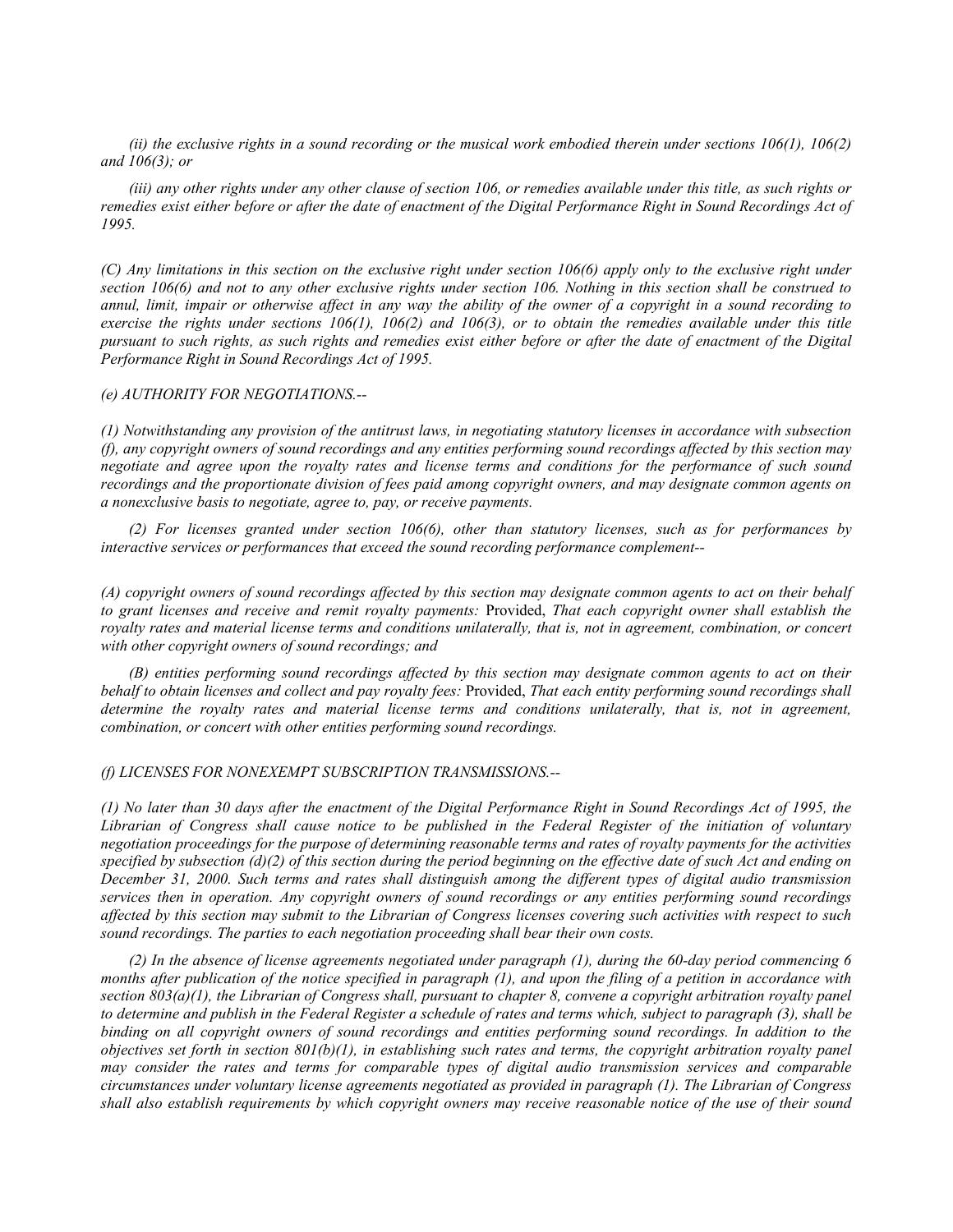*(ii) the exclusive rights in a sound recording or the musical work embodied therein under sections 106(1), 106(2) and 106(3); or*

*(iii) any other rights under any other clause of section 106, or remedies available under this title, as such rights or remedies exist either before or after the date of enactment of the Digital Performance Right in Sound Recordings Act of 1995.*

*(C) Any limitations in this section on the exclusive right under section 106(6) apply only to the exclusive right under section 106(6) and not to any other exclusive rights under section 106. Nothing in this section shall be construed to annul, limit, impair or otherwise affect in any way the ability of the owner of a copyright in a sound recording to exercise the rights under sections 106(1), 106(2) and 106(3), or to obtain the remedies available under this title pursuant to such rights, as such rights and remedies exist either before or after the date of enactment of the Digital Performance Right in Sound Recordings Act of 1995.*

*(e) AUTHORITY FOR NEGOTIATIONS.--*

*(1) Notwithstanding any provision of the antitrust laws, in negotiating statutory licenses in accordance with subsection (f), any copyright owners of sound recordings and any entities performing sound recordings affected by this section may negotiate and agree upon the royalty rates and license terms and conditions for the performance of such sound recordings and the proportionate division of fees paid among copyright owners, and may designate common agents on a nonexclusive basis to negotiate, agree to, pay, or receive payments.*

*(2) For licenses granted under section 106(6), other than statutory licenses, such as for performances by interactive services or performances that exceed the sound recording performance complement--*

*(A) copyright owners of sound recordings affected by this section may designate common agents to act on their behalf to grant licenses and receive and remit royalty payments:* Provided, *That each copyright owner shall establish the royalty rates and material license terms and conditions unilaterally, that is, not in agreement, combination, or concert with other copyright owners of sound recordings; and*

*(B) entities performing sound recordings affected by this section may designate common agents to act on their behalf to obtain licenses and collect and pay royalty fees:* Provided, *That each entity performing sound recordings shall determine the royalty rates and material license terms and conditions unilaterally, that is, not in agreement, combination, or concert with other entities performing sound recordings.*

*(f) LICENSES FOR NONEXEMPT SUBSCRIPTION TRANSMISSIONS.--*

*(1) No later than 30 days after the enactment of the Digital Performance Right in Sound Recordings Act of 1995, the Librarian of Congress shall cause notice to be published in the Federal Register of the initiation of voluntary negotiation proceedings for the purpose of determining reasonable terms and rates of royalty payments for the activities specified by subsection (d)(2) of this section during the period beginning on the effective date of such Act and ending on December 31, 2000. Such terms and rates shall distinguish among the different types of digital audio transmission services then in operation. Any copyright owners of sound recordings or any entities performing sound recordings affected by this section may submit to the Librarian of Congress licenses covering such activities with respect to such sound recordings. The parties to each negotiation proceeding shall bear their own costs.*

*(2) In the absence of license agreements negotiated under paragraph (1), during the 60-day period commencing 6 months after publication of the notice specified in paragraph (1), and upon the filing of a petition in accordance with section 803(a)(1), the Librarian of Congress shall, pursuant to chapter 8, convene a copyright arbitration royalty panel to determine and publish in the Federal Register a schedule of rates and terms which, subject to paragraph (3), shall be binding on all copyright owners of sound recordings and entities performing sound recordings. In addition to the objectives set forth in section 801(b)(1), in establishing such rates and terms, the copyright arbitration royalty panel may consider the rates and terms for comparable types of digital audio transmission services and comparable circumstances under voluntary license agreements negotiated as provided in paragraph (1). The Librarian of Congress shall also establish requirements by which copyright owners may receive reasonable notice of the use of their sound*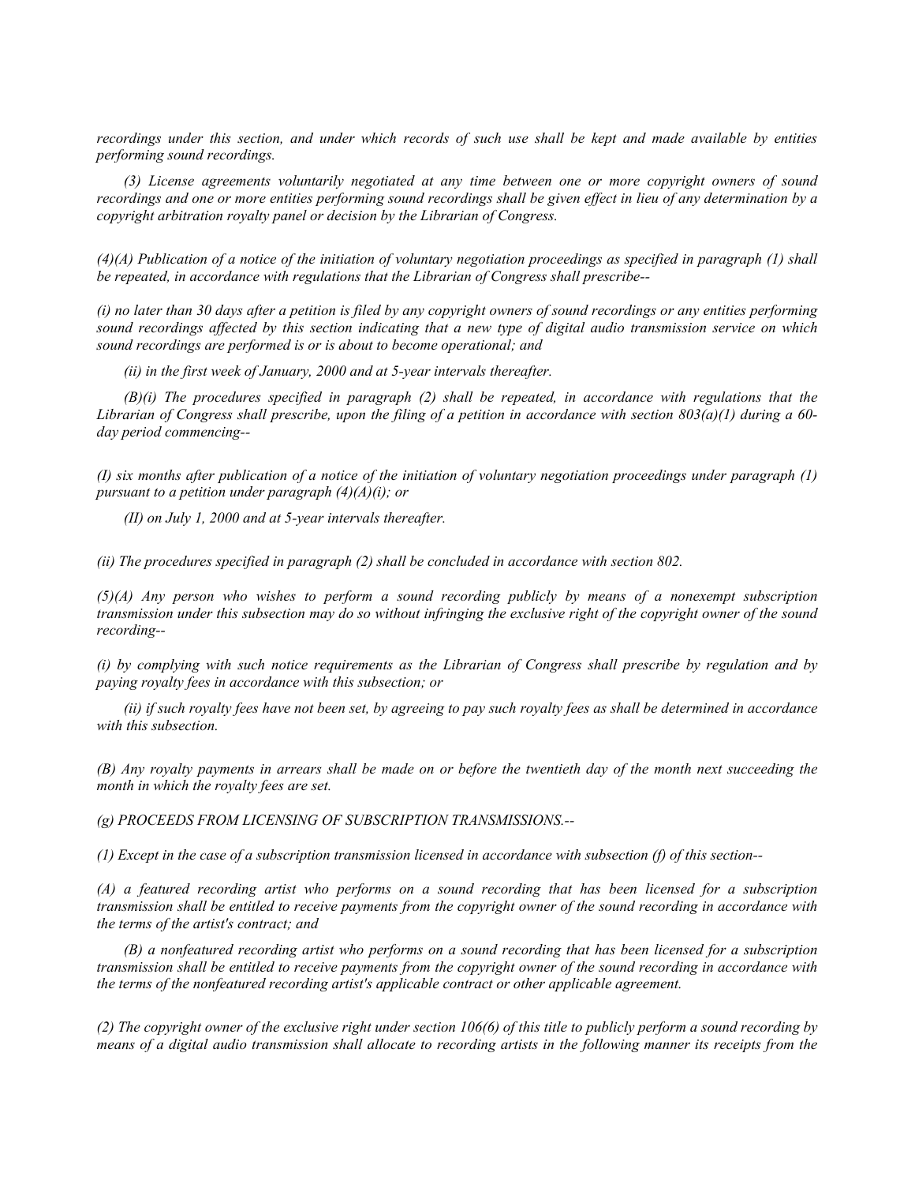*recordings under this section, and under which records of such use shall be kept and made available by entities performing sound recordings.*

*(3) License agreements voluntarily negotiated at any time between one or more copyright owners of sound recordings and one or more entities performing sound recordings shall be given effect in lieu of any determination by a copyright arbitration royalty panel or decision by the Librarian of Congress.*

*(4)(A) Publication of a notice of the initiation of voluntary negotiation proceedings as specified in paragraph (1) shall be repeated, in accordance with regulations that the Librarian of Congress shall prescribe--*

*(i) no later than 30 days after a petition is filed by any copyright owners of sound recordings or any entities performing sound recordings affected by this section indicating that a new type of digital audio transmission service on which sound recordings are performed is or is about to become operational; and*

*(ii) in the first week of January, 2000 and at 5-year intervals thereafter.*

*(B)(i) The procedures specified in paragraph (2) shall be repeated, in accordance with regulations that the Librarian of Congress shall prescribe, upon the filing of a petition in accordance with section 803(a)(1) during a 60-day period commencing--*

*(I) six months after publication of a notice of the initiation of voluntary negotiation proceedings under paragraph (1) pursuant to a petition under paragraph (4)(A)(i); or*

*(II) on July 1, 2000 and at 5-year intervals thereafter.*

*(ii) The procedures specified in paragraph (2) shall be concluded in accordance with section 802.*

*(5)(A) Any person who wishes to perform a sound recording publicly by means of a nonexempt subscription transmission under this subsection may do so without infringing the exclusive right of the copyright owner of the sound recording--*

*(i) by complying with such notice requirements as the Librarian of Congress shall prescribe by regulation and by paying royalty fees in accordance with this subsection; or*

*(ii) if such royalty fees have not been set, by agreeing to pay such royalty fees as shall be determined in accordance with this subsection.*

*(B) Any royalty payments in arrears shall be made on or before the twentieth day of the month next succeeding the month in which the royalty fees are set.*

*(g) PROCEEDS FROM LICENSING OF SUBSCRIPTION TRANSMISSIONS.--*

*(1) Except in the case of a subscription transmission licensed in accordance with subsection (f) of this section--*

*(A) a featured recording artist who performs on a sound recording that has been licensed for a subscription transmission shall be entitled to receive payments from the copyright owner of the sound recording in accordance with the terms of the artist's contract; and*

*(B) a nonfeatured recording artist who performs on a sound recording that has been licensed for a subscription transmission shall be entitled to receive payments from the copyright owner of the sound recording in accordance with the terms of the nonfeatured recording artist's applicable contract or other applicable agreement.*

*(2) The copyright owner of the exclusive right under section 106(6) of this title to publicly perform a sound recording by means of a digital audio transmission shall allocate to recording artists in the following manner its receipts from the*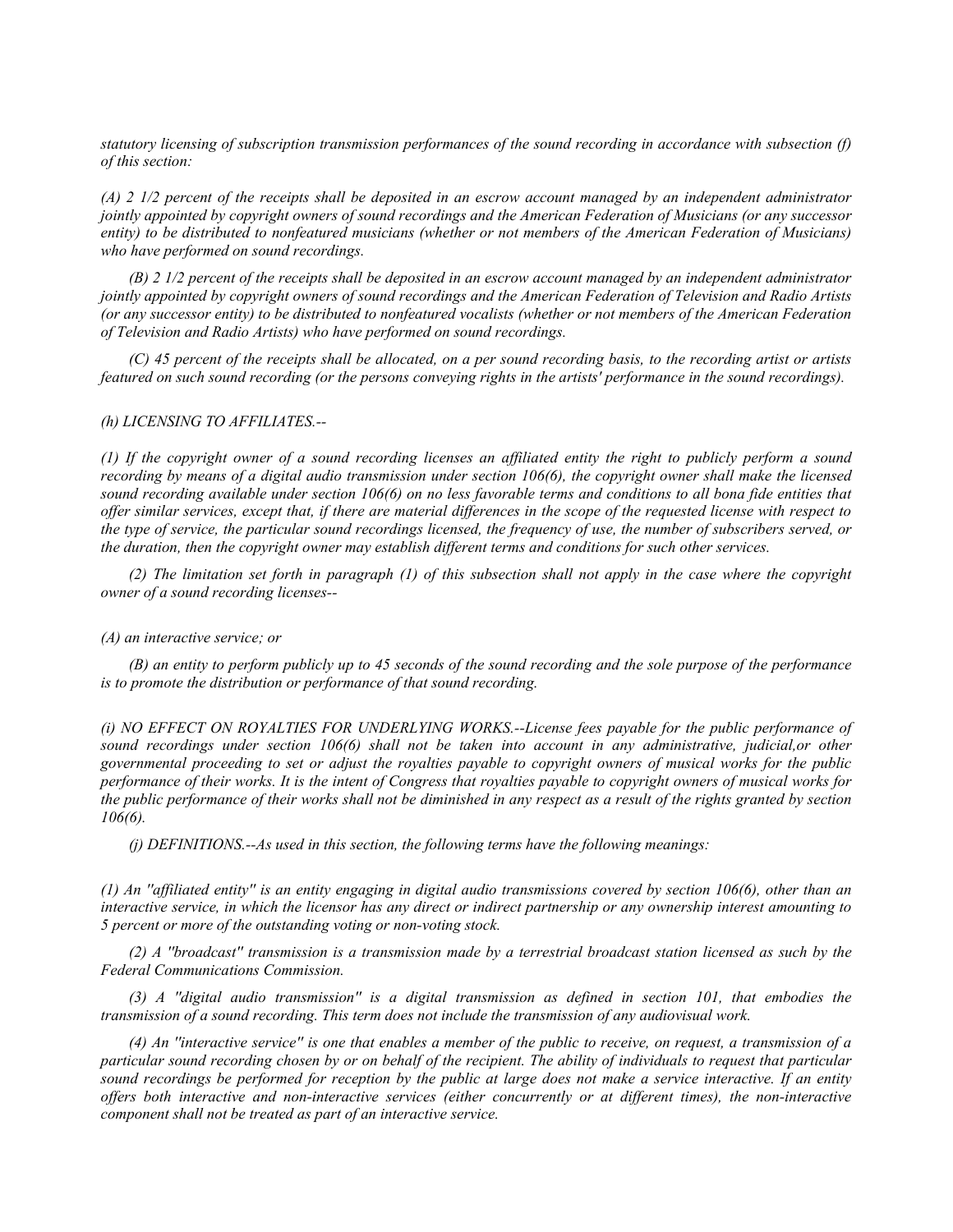*statutory licensing of subscription transmission performances of the sound recording in accordance with subsection (f) of this section:*

*(A) 2 1/2 percent of the receipts shall be deposited in an escrow account managed by an independent administrator jointly appointed by copyright owners of sound recordings and the American Federation of Musicians (or any successor entity) to be distributed to nonfeatured musicians (whether or not members of the American Federation of Musicians) who have performed on sound recordings.*

*(B) 2 1/2 percent of the receipts shall be deposited in an escrow account managed by an independent administrator jointly appointed by copyright owners of sound recordings and the American Federation of Television and Radio Artists (or any successor entity) to be distributed to nonfeatured vocalists (whether or not members of the American Federation of Television and Radio Artists) who have performed on sound recordings.*

*(C) 45 percent of the receipts shall be allocated, on a per sound recording basis, to the recording artist or artists featured on such sound recording (or the persons conveying rights in the artists' performance in the sound recordings).*

*(h) LICENSING TO AFFILIATES.--*

*(1) If the copyright owner of a sound recording licenses an affiliated entity the right to publicly perform a sound recording by means of a digital audio transmission under section 106(6), the copyright owner shall make the licensed sound recording available under section 106(6) on no less favorable terms and conditions to all bona fide entities that offer similar services, except that, if there are material differences in the scope of the requested license with respect to the type of service, the particular sound recordings licensed, the frequency of use, the number of subscribers served, or the duration, then the copyright owner may establish different terms and conditions for such other services.*

*(2) The limitation set forth in paragraph (1) of this subsection shall not apply in the case where the copyright owner of a sound recording licenses--*

*(A) an interactive service; or*

*(B) an entity to perform publicly up to 45 seconds of the sound recording and the sole purpose of the performance is to promote the distribution or performance of that sound recording.*

*(i) NO EFFECT ON ROYALTIES FOR UNDERLYING WORKS.--License fees payable for the public performance of sound recordings under section 106(6) shall not be taken into account in any administrative, judicial,or other governmental proceeding to set or adjust the royalties payable to copyright owners of musical works for the public performance of their works. It is the intent of Congress that royalties payable to copyright owners of musical works for the public performance of their works shall not be diminished in any respect as a result of the rights granted by section 106(6).*

*(j) DEFINITIONS.--As used in this section, the following terms have the following meanings:*

*(1) An ''affiliated entity'' is an entity engaging in digital audio transmissions covered by section 106(6), other than an interactive service, in which the licensor has any direct or indirect partnership or any ownership interest amounting to 5 percent or more of the outstanding voting or non-voting stock.*

*(2) A ''broadcast'' transmission is a transmission made by a terrestrial broadcast station licensed as such by the Federal Communications Commission.*

*(3) A ''digital audio transmission'' is a digital transmission as defined in section 101, that embodies the transmission of a sound recording. This term does not include the transmission of any audiovisual work.*

*(4) An ''interactive service'' is one that enables a member of the public to receive, on request, a transmission of a particular sound recording chosen by or on behalf of the recipient. The ability of individuals to request that particular sound recordings be performed for reception by the public at large does not make a service interactive. If an entity offers both interactive and non-interactive services (either concurrently or at different times), the non-interactive component shall not be treated as part of an interactive service.*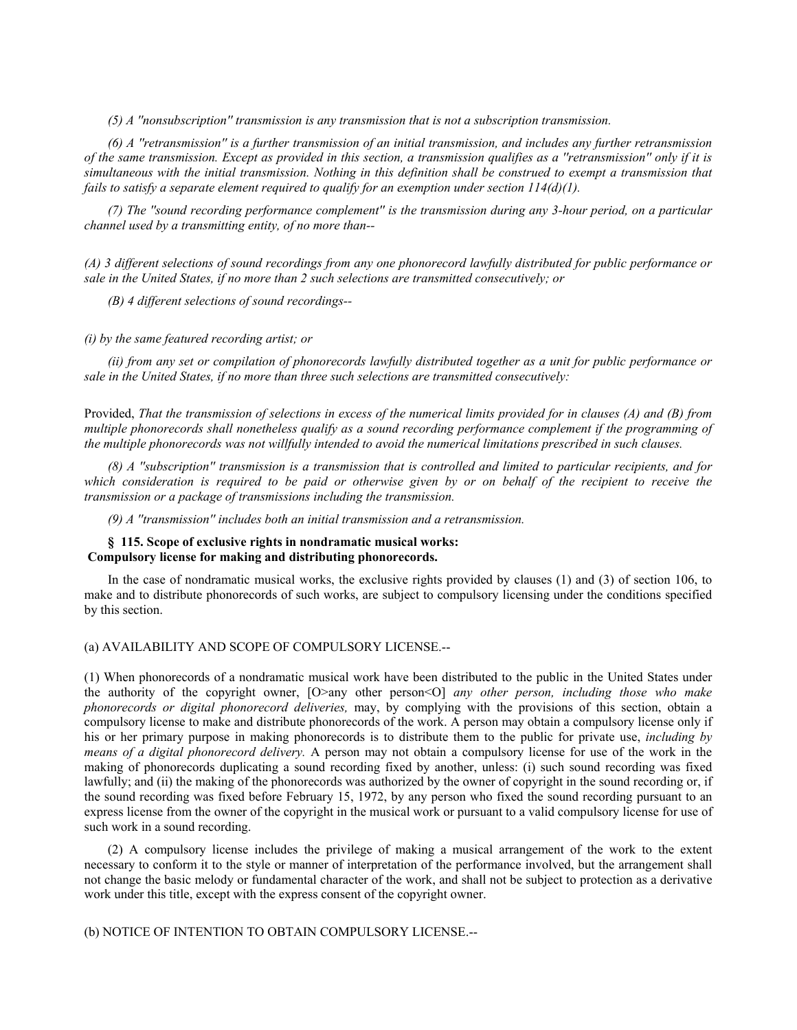*(5) A ''nonsubscription'' transmission is any transmission that is not a subscription transmission.*

*(6) A ''retransmission'' is a further transmission of an initial transmission, and includes any further retransmission of the same transmission. Except as provided in this section, a transmission qualifies as a ''retransmission'' only if it is simultaneous with the initial transmission. Nothing in this definition shall be construed to exempt a transmission that fails to satisfy a separate element required to qualify for an exemption under section 114(d)(1).*

*(7) The ''sound recording performance complement'' is the transmission during any 3-hour period, on a particular channel used by a transmitting entity, of no more than--*

*(A) 3 different selections of sound recordings from any one phonorecord lawfully distributed for public performance or sale in the United States, if no more than 2 such selections are transmitted consecutively; or*

*(B) 4 different selections of sound recordings--*

*(i) by the same featured recording artist; or*

*(ii) from any set or compilation of phonorecords lawfully distributed together as a unit for public performance or sale in the United States, if no more than three such selections are transmitted consecutively:*

Provided, *That the transmission of selections in excess of the numerical limits provided for in clauses (A) and (B) from multiple phonorecords shall nonetheless qualify as a sound recording performance complement if the programming of the multiple phonorecords was not willfully intended to avoid the numerical limitations prescribed in such clauses.*

*(8) A ''subscription'' transmission is a transmission that is controlled and limited to particular recipients, and for which consideration is required to be paid or otherwise given by or on behalf of the recipient to receive the transmission or a package of transmissions including the transmission.*

*(9) A ''transmission'' includes both an initial transmission and a retransmission.*

### § 115. Scope of exclusive rights in nondramatic musical works: Compulsory license for making and distributing phonorecords.

In the case of nondramatic musical works, the exclusive rights provided by clauses (1) and (3) of section 106, to make and to distribute phonorecords of such works, are subject to compulsory licensing under the conditions specified by this section.

(a) AVAILABILITY AND SCOPE OF COMPULSORY LICENSE.--

(1) When phonorecords of a nondramatic musical work have been distributed to the public in the United States under the authority of the copyright owner, [O>any other person<O] *any other person, including those who make phonorecords or digital phonorecord deliveries,* may, by complying with the provisions of this section, obtain a compulsory license to make and distribute phonorecords of the work. A person may obtain a compulsory license only if his or her primary purpose in making phonorecords is to distribute them to the public for private use, *including by means of a digital phonorecord delivery.* A person may not obtain a compulsory license for use of the work in the making of phonorecords duplicating a sound recording fixed by another, unless: (i) such sound recording was fixed lawfully; and (ii) the making of the phonorecords was authorized by the owner of copyright in the sound recording or, if the sound recording was fixed before February 15, 1972, by any person who fixed the sound recording pursuant to an express license from the owner of the copyright in the musical work or pursuant to a valid compulsory license for use of such work in a sound recording.

(2) A compulsory license includes the privilege of making a musical arrangement of the work to the extent necessary to conform it to the style or manner of interpretation of the performance involved, but the arrangement shall not change the basic melody or fundamental character of the work, and shall not be subject to protection as a derivative work under this title, except with the express consent of the copyright owner.

(b) NOTICE OF INTENTION TO OBTAIN COMPULSORY LICENSE.--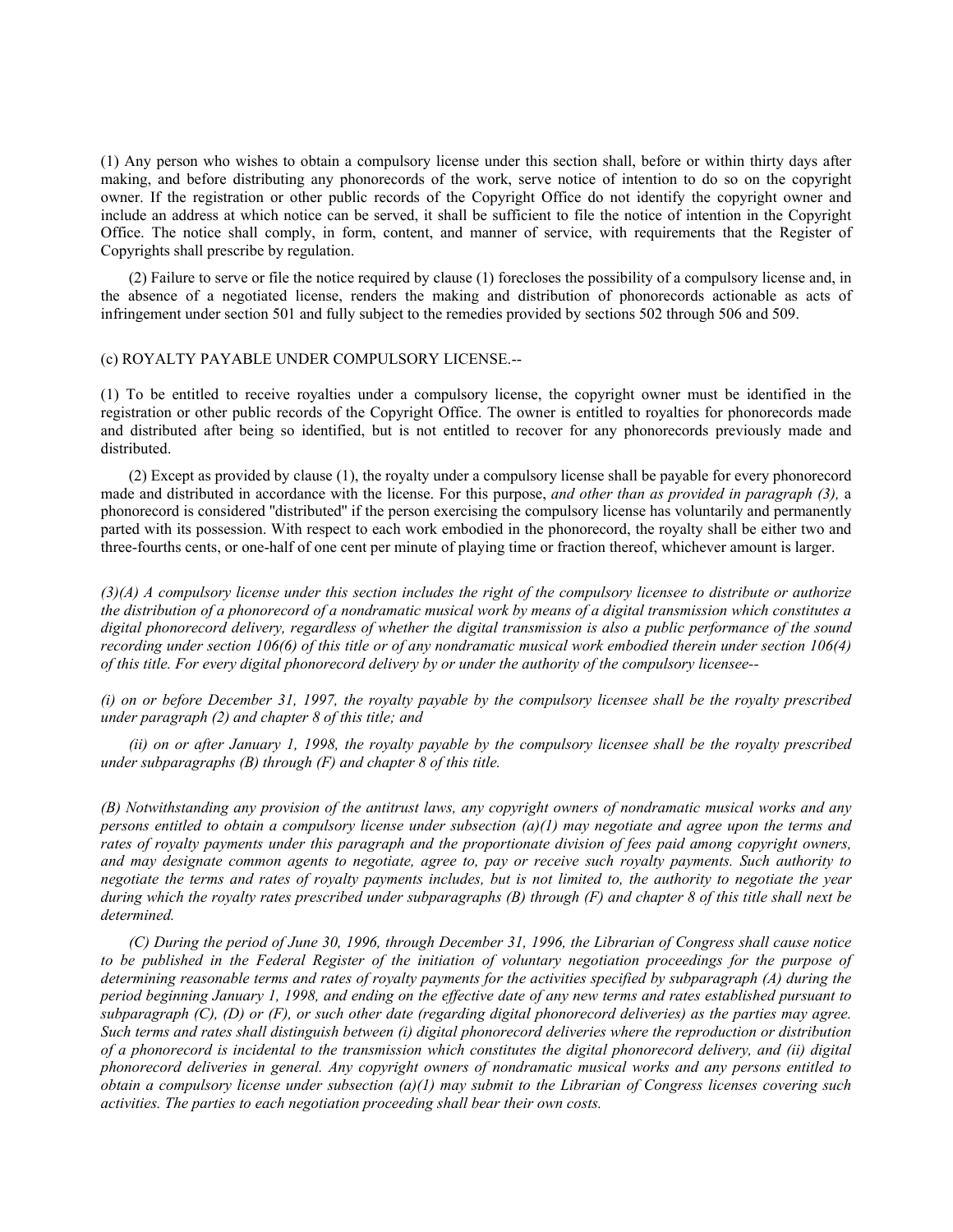(1) Any person who wishes to obtain a compulsory license under this section shall, before or within thirty days after making, and before distributing any phonorecords of the work, serve notice of intention to do so on the copyright owner. If the registration or other public records of the Copyright Office do not identify the copyright owner and include an address at which notice can be served, it shall be sufficient to file the notice of intention in the Copyright Office. The notice shall comply, in form, content, and manner of service, with requirements that the Register of Copyrights shall prescribe by regulation.

(2) Failure to serve or file the notice required by clause (1) forecloses the possibility of a compulsory license and, in the absence of a negotiated license, renders the making and distribution of phonorecords actionable as acts of infringement under section 501 and fully subject to the remedies provided by sections 502 through 506 and 509.

(c) ROYALTY PAYABLE UNDER COMPULSORY LICENSE.--

(1) To be entitled to receive royalties under a compulsory license, the copyright owner must be identified in the registration or other public records of the Copyright Office. The owner is entitled to royalties for phonorecords made and distributed after being so identified, but is not entitled to recover for any phonorecords previously made and distributed.

(2) Except as provided by clause (1), the royalty under a compulsory license shall be payable for every phonorecord made and distributed in accordance with the license. For this purpose, *and other than as provided in paragraph (3),* a phonorecord is considered "distributed" if the person exercising the compulsory license has voluntarily and permanently parted with its possession. With respect to each work embodied in the phonorecord, the royalty shall be either two and three-fourths cents, or one-half of one cent per minute of playing time or fraction thereof, whichever amount is larger.

*(3)(A) A compulsory license under this section includes the right of the compulsory licensee to distribute or authorize the distribution of a phonorecord of a nondramatic musical work by means of a digital transmission which constitutes a digital phonorecord delivery, regardless of whether the digital transmission is also a public performance of the sound recording under section 106(6) of this title or of any nondramatic musical work embodied therein under section 106(4) of this title. For every digital phonorecord delivery by or under the authority of the compulsory licensee--*

*(i) on or before December 31, 1997, the royalty payable by the compulsory licensee shall be the royalty prescribed under paragraph (2) and chapter 8 of this title; and*

*(ii) on or after January 1, 1998, the royalty payable by the compulsory licensee shall be the royalty prescribed under subparagraphs (B) through (F) and chapter 8 of this title.*

*(B) Notwithstanding any provision of the antitrust laws, any copyright owners of nondramatic musical works and any persons entitled to obtain a compulsory license under subsection (a)(1) may negotiate and agree upon the terms and rates of royalty payments under this paragraph and the proportionate division of fees paid among copyright owners, and may designate common agents to negotiate, agree to, pay or receive such royalty payments. Such authority to negotiate the terms and rates of royalty payments includes, but is not limited to, the authority to negotiate the year during which the royalty rates prescribed under subparagraphs (B) through (F) and chapter 8 of this title shall next be determined.*

*(C) During the period of June 30, 1996, through December 31, 1996, the Librarian of Congress shall cause notice to be published in the Federal Register of the initiation of voluntary negotiation proceedings for the purpose of determining reasonable terms and rates of royalty payments for the activities specified by subparagraph (A) during the period beginning January 1, 1998, and ending on the effective date of any new terms and rates established pursuant to subparagraph (C), (D) or (F), or such other date (regarding digital phonorecord deliveries) as the parties may agree. Such terms and rates shall distinguish between (i) digital phonorecord deliveries where the reproduction or distribution of a phonorecord is incidental to the transmission which constitutes the digital phonorecord delivery, and (ii) digital phonorecord deliveries in general. Any copyright owners of nondramatic musical works and any persons entitled to obtain a compulsory license under subsection (a)(1) may submit to the Librarian of Congress licenses covering such activities. The parties to each negotiation proceeding shall bear their own costs.*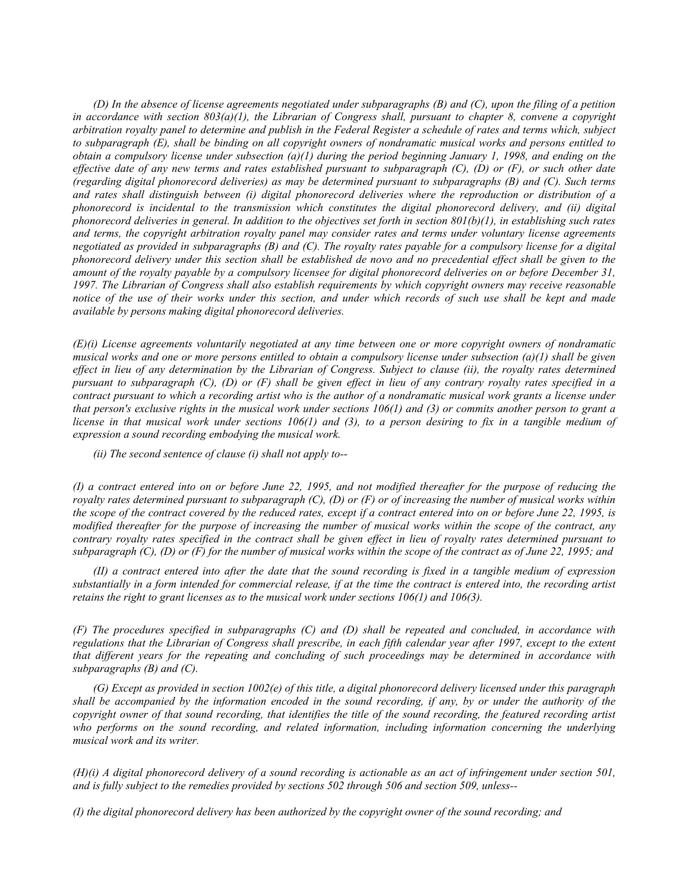*(D) In the absence of license agreements negotiated under subparagraphs (B) and (C), upon the filing of a petition in accordance with section 803(a)(1), the Librarian of Congress shall, pursuant to chapter 8, convene a copyright arbitration royalty panel to determine and publish in the Federal Register a schedule of rates and terms which, subject to subparagraph (E), shall be binding on all copyright owners of nondramatic musical works and persons entitled to obtain a compulsory license under subsection (a)(1) during the period beginning January 1, 1998, and ending on the effective date of any new terms and rates established pursuant to subparagraph (C), (D) or (F), or such other date (regarding digital phonorecord deliveries) as may be determined pursuant to subparagraphs (B) and (C). Such terms and rates shall distinguish between (i) digital phonorecord deliveries where the reproduction or distribution of a phonorecord is incidental to the transmission which constitutes the digital phonorecord delivery, and (ii) digital phonorecord deliveries in general. In addition to the objectives set forth in section 801(b)(1), in establishing such rates and terms, the copyright arbitration royalty panel may consider rates and terms under voluntary license agreements negotiated as provided in subparagraphs (B) and (C). The royalty rates payable for a compulsory license for a digital phonorecord delivery under this section shall be established de novo and no precedential effect shall be given to the amount of the royalty payable by a compulsory licensee for digital phonorecord deliveries on or before December 31, 1997. The Librarian of Congress shall also establish requirements by which copyright owners may receive reasonable notice of the use of their works under this section, and under which records of such use shall be kept and made available by persons making digital phonorecord deliveries.*

*(E)(i) License agreements voluntarily negotiated at any time between one or more copyright owners of nondramatic musical works and one or more persons entitled to obtain a compulsory license under subsection (a)(1) shall be given effect in lieu of any determination by the Librarian of Congress. Subject to clause (ii), the royalty rates determined pursuant to subparagraph (C), (D) or (F) shall be given effect in lieu of any contrary royalty rates specified in a contract pursuant to which a recording artist who is the author of a nondramatic musical work grants a license under that person's exclusive rights in the musical work under sections 106(1) and (3) or commits another person to grant a license in that musical work under sections 106(1) and (3), to a person desiring to fix in a tangible medium of expression a sound recording embodying the musical work.*

*(ii) The second sentence of clause (i) shall not apply to--*

*(I) a contract entered into on or before June 22, 1995, and not modified thereafter for the purpose of reducing the royalty rates determined pursuant to subparagraph (C), (D) or (F) or of increasing the number of musical works within the scope of the contract covered by the reduced rates, except if a contract entered into on or before June 22, 1995, is modified thereafter for the purpose of increasing the number of musical works within the scope of the contract, any contrary royalty rates specified in the contract shall be given effect in lieu of royalty rates determined pursuant to subparagraph (C), (D) or (F) for the number of musical works within the scope of the contract as of June 22, 1995; and*

*(II) a contract entered into after the date that the sound recording is fixed in a tangible medium of expression substantially in a form intended for commercial release, if at the time the contract is entered into, the recording artist retains the right to grant licenses as to the musical work under sections 106(1) and 106(3).*

*(F) The procedures specified in subparagraphs (C) and (D) shall be repeated and concluded, in accordance with regulations that the Librarian of Congress shall prescribe, in each fifth calendar year after 1997, except to the extent that different years for the repeating and concluding of such proceedings may be determined in accordance with subparagraphs (B) and (C).*

*(G) Except as provided in section 1002(e) of this title, a digital phonorecord delivery licensed under this paragraph shall be accompanied by the information encoded in the sound recording, if any, by or under the authority of the copyright owner of that sound recording, that identifies the title of the sound recording, the featured recording artist who performs on the sound recording, and related information, including information concerning the underlying musical work and its writer.*

*(H)(i) A digital phonorecord delivery of a sound recording is actionable as an act of infringement under section 501, and is fully subject to the remedies provided by sections 502 through 506 and section 509, unless--*

*(I) the digital phonorecord delivery has been authorized by the copyright owner of the sound recording; and*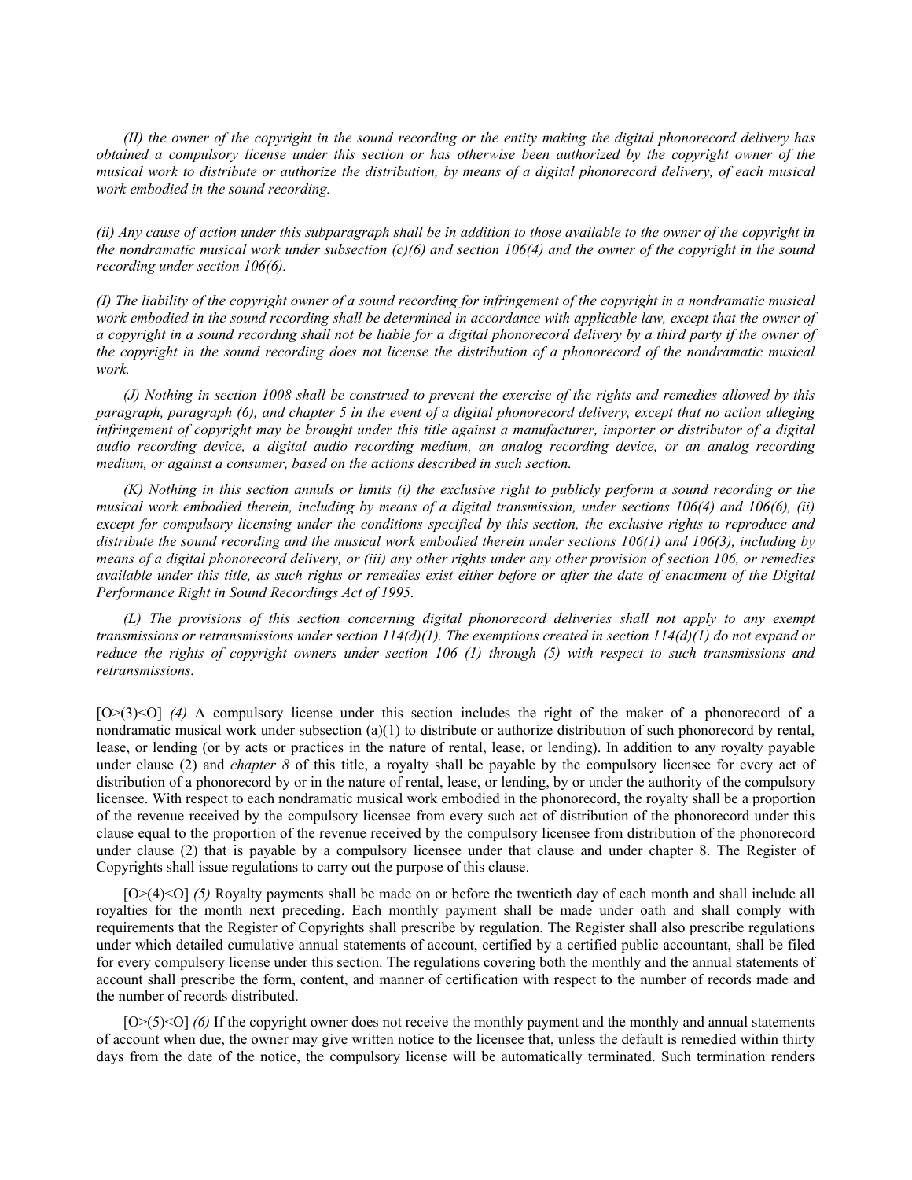*(II) the owner of the copyright in the sound recording or the entity making the digital phonorecord delivery has obtained a compulsory license under this section or has otherwise been authorized by the copyright owner of the musical work to distribute or authorize the distribution, by means of a digital phonorecord delivery, of each musical work embodied in the sound recording.*

*(ii) Any cause of action under this subparagraph shall be in addition to those available to the owner of the copyright in the nondramatic musical work under subsection (c)(6) and section 106(4) and the owner of the copyright in the sound recording under section 106(6).*

*(I) The liability of the copyright owner of a sound recording for infringement of the copyright in a nondramatic musical work embodied in the sound recording shall be determined in accordance with applicable law, except that the owner of a copyright in a sound recording shall not be liable for a digital phonorecord delivery by a third party if the owner of the copyright in the sound recording does not license the distribution of a phonorecord of the nondramatic musical work.*

*(J) Nothing in section 1008 shall be construed to prevent the exercise of the rights and remedies allowed by this paragraph, paragraph (6), and chapter 5 in the event of a digital phonorecord delivery, except that no action alleging infringement of copyright may be brought under this title against a manufacturer, importer or distributor of a digital audio recording device, a digital audio recording medium, an analog recording device, or an analog recording medium, or against a consumer, based on the actions described in such section.*

*(K) Nothing in this section annuls or limits (i) the exclusive right to publicly perform a sound recording or the musical work embodied therein, including by means of a digital transmission, under sections 106(4) and 106(6), (ii) except for compulsory licensing under the conditions specified by this section, the exclusive rights to reproduce and distribute the sound recording and the musical work embodied therein under sections 106(1) and 106(3), including by means of a digital phonorecord delivery, or (iii) any other rights under any other provision of section 106, or remedies available under this title, as such rights or remedies exist either before or after the date of enactment of the Digital Performance Right in Sound Recordings Act of 1995.*

*(L) The provisions of this section concerning digital phonorecord deliveries shall not apply to any exempt transmissions or retransmissions under section 114(d)(1). The exemptions created in section 114(d)(1) do not expand or reduce the rights of copyright owners under section 106 (1) through (5) with respect to such transmissions and retransmissions.*

[O>(3)<O] *(4)* A compulsory license under this section includes the right of the maker of a phonorecord of a nondramatic musical work under subsection (a)(1) to distribute or authorize distribution of such phonorecord by rental, lease, or lending (or by acts or practices in the nature of rental, lease, or lending). In addition to any royalty payable under clause (2) and *chapter 8* of this title, a royalty shall be payable by the compulsory licensee for every act of distribution of a phonorecord by or in the nature of rental, lease, or lending, by or under the authority of the compulsory licensee. With respect to each nondramatic musical work embodied in the phonorecord, the royalty shall be a proportion of the revenue received by the compulsory licensee from every such act of distribution of the phonorecord under this clause equal to the proportion of the revenue received by the compulsory licensee from distribution of the phonorecord under clause (2) that is payable by a compulsory licensee under that clause and under chapter 8. The Register of Copyrights shall issue regulations to carry out the purpose of this clause.

[O>(4)<O] *(5)* Royalty payments shall be made on or before the twentieth day of each month and shall include all royalties for the month next preceding. Each monthly payment shall be made under oath and shall comply with requirements that the Register of Copyrights shall prescribe by regulation. The Register shall also prescribe regulations under which detailed cumulative annual statements of account, certified by a certified public accountant, shall be filed for every compulsory license under this section. The regulations covering both the monthly and the annual statements of account shall prescribe the form, content, and manner of certification with respect to the number of records made and the number of records distributed.

[O>(5)<O] *(6)* If the copyright owner does not receive the monthly payment and the monthly and annual statements of account when due, the owner may give written notice to the licensee that, unless the default is remedied within thirty days from the date of the notice, the compulsory license will be automatically terminated. Such termination renders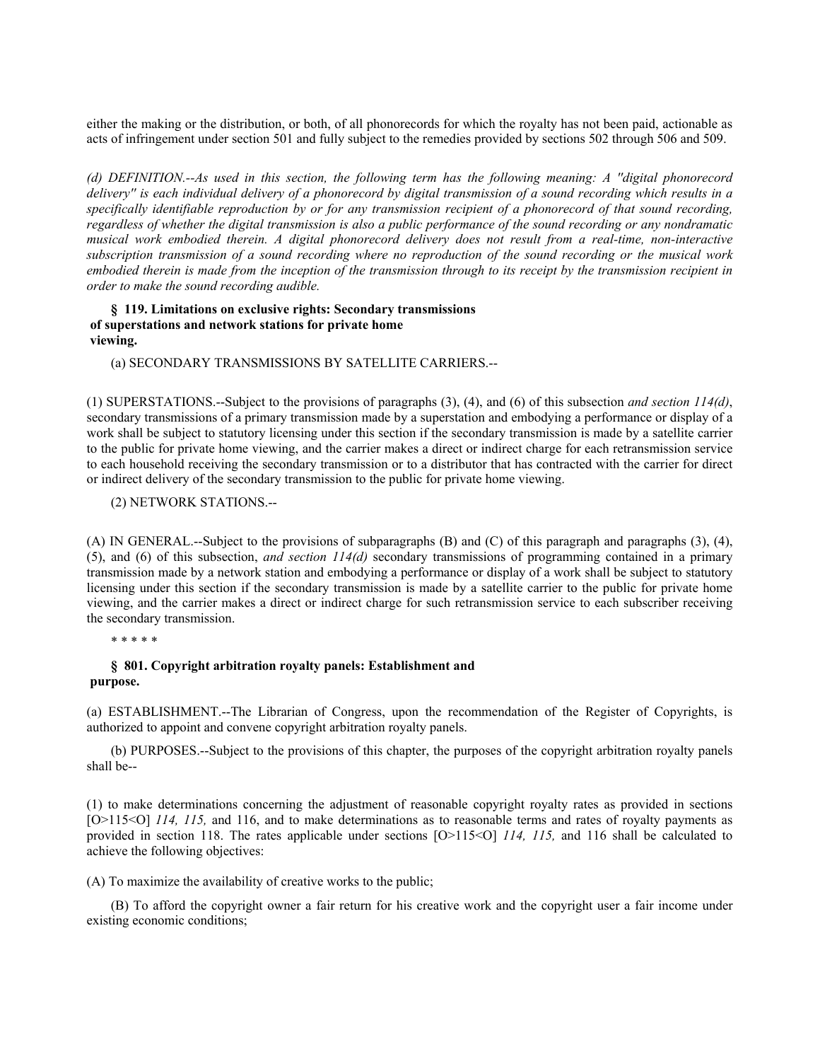either the making or the distribution, or both, of all phonorecords for which the royalty has not been paid, actionable as acts of infringement under section 501 and fully subject to the remedies provided by sections 502 through 506 and 509.

*(d) DEFINITION.--As used in this section, the following term has the following meaning: A "digital phonorecord delivery" is each individual delivery of a phonorecord by digital transmission of a sound recording which results in a specifically identifiable reproduction by or for any transmission recipient of a phonorecord of that sound recording, regardless of whether the digital transmission is also a public performance of the sound recording or any nondramatic musical work embodied therein. A digital phonorecord delivery does not result from a real-time, non-interactive subscription transmission of a sound recording where no reproduction of the sound recording or the musical work embodied therein is made from the inception of the transmission through to its receipt by the transmission recipient in order to make the sound recording audible.*

**§ 119. Limitations on exclusive rights: Secondary transmissions of superstations and network stations for private home viewing.**

(a) SECONDARY TRANSMISSIONS BY SATELLITE CARRIERS.--

(1) SUPERSTATIONS.--Subject to the provisions of paragraphs (3), (4), and (6) of this subsection *and section 114(d)*, secondary transmissions of a primary transmission made by a superstation and embodying a performance or display of a work shall be subject to statutory licensing under this section if the secondary transmission is made by a satellite carrier to the public for private home viewing, and the carrier makes a direct or indirect charge for each retransmission service to each household receiving the secondary transmission or to a distributor that has contracted with the carrier for direct or indirect delivery of the secondary transmission to the public for private home viewing.

(2) NETWORK STATIONS.--

(A) IN GENERAL.--Subject to the provisions of subparagraphs (B) and (C) of this paragraph and paragraphs (3), (4), (5), and (6) of this subsection, *and section 114(d)* secondary transmissions of programming contained in a primary transmission made by a network station and embodying a performance or display of a work shall be subject to statutory licensing under this section if the secondary transmission is made by a satellite carrier to the public for private home viewing, and the carrier makes a direct or indirect charge for such retransmission service to each subscriber receiving the secondary transmission.

* * * * *

**§ 801. Copyright arbitration royalty panels: Establishment and purpose.**

(a) ESTABLISHMENT.--The Librarian of Congress, upon the recommendation of the Register of Copyrights, is authorized to appoint and convene copyright arbitration royalty panels.

(b) PURPOSES.--Subject to the provisions of this chapter, the purposes of the copyright arbitration royalty panels shall be--

(1) to make determinations concerning the adjustment of reasonable copyright royalty rates as provided in sections [O>115<O] *114, 115,* and 116, and to make determinations as to reasonable terms and rates of royalty payments as provided in section 118. The rates applicable under sections [O>115<O] *114, 115,* and 116 shall be calculated to achieve the following objectives:

(A) To maximize the availability of creative works to the public;

(B) To afford the copyright owner a fair return for his creative work and the copyright user a fair income under existing economic conditions;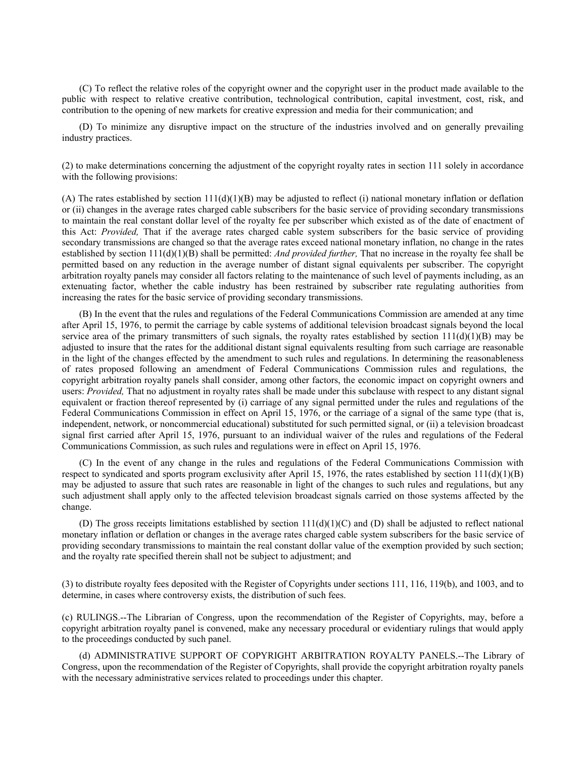(C) To reflect the relative roles of the copyright owner and the copyright user in the product made available to the public with respect to relative creative contribution, technological contribution, capital investment, cost, risk, and contribution to the opening of new markets for creative expression and media for their communication; and

(D) To minimize any disruptive impact on the structure of the industries involved and on generally prevailing industry practices.

(2) to make determinations concerning the adjustment of the copyright royalty rates in section 111 solely in accordance with the following provisions:

(A) The rates established by section 111(d)(1)(B) may be adjusted to reflect (i) national monetary inflation or deflation or (ii) changes in the average rates charged cable subscribers for the basic service of providing secondary transmissions to maintain the real constant dollar level of the royalty fee per subscriber which existed as of the date of enactment of this Act: *Provided,* That if the average rates charged cable system subscribers for the basic service of providing secondary transmissions are changed so that the average rates exceed national monetary inflation, no change in the rates established by section 111(d)(1)(B) shall be permitted: *And provided further,* That no increase in the royalty fee shall be permitted based on any reduction in the average number of distant signal equivalents per subscriber. The copyright arbitration royalty panels may consider all factors relating to the maintenance of such level of payments including, as an extenuating factor, whether the cable industry has been restrained by subscriber rate regulating authorities from increasing the rates for the basic service of providing secondary transmissions.

(B) In the event that the rules and regulations of the Federal Communications Commission are amended at any time after April 15, 1976, to permit the carriage by cable systems of additional television broadcast signals beyond the local service area of the primary transmitters of such signals, the royalty rates established by section 111(d)(1)(B) may be adjusted to insure that the rates for the additional distant signal equivalents resulting from such carriage are reasonable in the light of the changes effected by the amendment to such rules and regulations. In determining the reasonableness of rates proposed following an amendment of Federal Communications Commission rules and regulations, the copyright arbitration royalty panels shall consider, among other factors, the economic impact on copyright owners and users: *Provided,* That no adjustment in royalty rates shall be made under this subclause with respect to any distant signal equivalent or fraction thereof represented by (i) carriage of any signal permitted under the rules and regulations of the Federal Communications Commission in effect on April 15, 1976, or the carriage of a signal of the same type (that is, independent, network, or noncommercial educational) substituted for such permitted signal, or (ii) a television broadcast signal first carried after April 15, 1976, pursuant to an individual waiver of the rules and regulations of the Federal Communications Commission, as such rules and regulations were in effect on April 15, 1976.

(C) In the event of any change in the rules and regulations of the Federal Communications Commission with respect to syndicated and sports program exclusivity after April 15, 1976, the rates established by section 111(d)(1)(B) may be adjusted to assure that such rates are reasonable in light of the changes to such rules and regulations, but any such adjustment shall apply only to the affected television broadcast signals carried on those systems affected by the change.

(D) The gross receipts limitations established by section 111(d)(1)(C) and (D) shall be adjusted to reflect national monetary inflation or deflation or changes in the average rates charged cable system subscribers for the basic service of providing secondary transmissions to maintain the real constant dollar value of the exemption provided by such section; and the royalty rate specified therein shall not be subject to adjustment; and

(3) to distribute royalty fees deposited with the Register of Copyrights under sections 111, 116, 119(b), and 1003, and to determine, in cases where controversy exists, the distribution of such fees.

(c) RULINGS.--The Librarian of Congress, upon the recommendation of the Register of Copyrights, may, before a copyright arbitration royalty panel is convened, make any necessary procedural or evidentiary rulings that would apply to the proceedings conducted by such panel.

(d) ADMINISTRATIVE SUPPORT OF COPYRIGHT ARBITRATION ROYALTY PANELS.--The Library of Congress, upon the recommendation of the Register of Copyrights, shall provide the copyright arbitration royalty panels with the necessary administrative services related to proceedings under this chapter.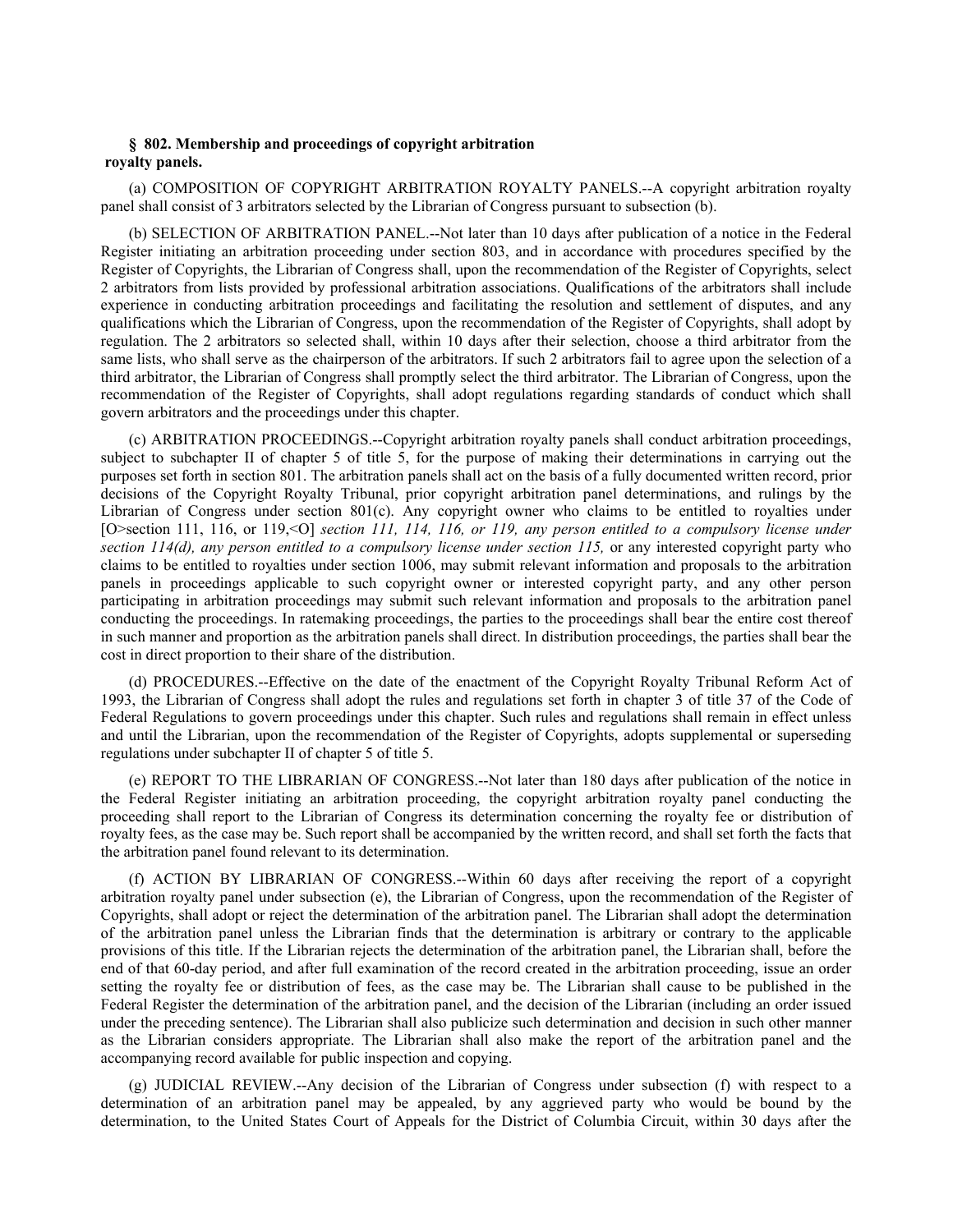**§ 802. Membership and proceedings of copyright arbitration royalty panels.**

(a) COMPOSITION OF COPYRIGHT ARBITRATION ROYALTY PANELS.--A copyright arbitration royalty panel shall consist of 3 arbitrators selected by the Librarian of Congress pursuant to subsection (b).

(b) SELECTION OF ARBITRATION PANEL.--Not later than 10 days after publication of a notice in the Federal Register initiating an arbitration proceeding under section 803, and in accordance with procedures specified by the Register of Copyrights, the Librarian of Congress shall, upon the recommendation of the Register of Copyrights, select 2 arbitrators from lists provided by professional arbitration associations. Qualifications of the arbitrators shall include experience in conducting arbitration proceedings and facilitating the resolution and settlement of disputes, and any qualifications which the Librarian of Congress, upon the recommendation of the Register of Copyrights, shall adopt by regulation. The 2 arbitrators so selected shall, within 10 days after their selection, choose a third arbitrator from the same lists, who shall serve as the chairperson of the arbitrators. If such 2 arbitrators fail to agree upon the selection of a third arbitrator, the Librarian of Congress shall promptly select the third arbitrator. The Librarian of Congress, upon the recommendation of the Register of Copyrights, shall adopt regulations regarding standards of conduct which shall govern arbitrators and the proceedings under this chapter.

(c) ARBITRATION PROCEEDINGS.--Copyright arbitration royalty panels shall conduct arbitration proceedings, subject to subchapter II of chapter 5 of title 5, for the purpose of making their determinations in carrying out the purposes set forth in section 801. The arbitration panels shall act on the basis of a fully documented written record, prior decisions of the Copyright Royalty Tribunal, prior copyright arbitration panel determinations, and rulings by the Librarian of Congress under section 801(c). Any copyright owner who claims to be entitled to royalties under [O>section 111, 116, or 119,<O] *section 111, 114, 116, or 119, any person entitled to a compulsory license under section 114(d), any person entitled to a compulsory license under section 115,* or any interested copyright party who claims to be entitled to royalties under section 1006, may submit relevant information and proposals to the arbitration panels in proceedings applicable to such copyright owner or interested copyright party, and any other person participating in arbitration proceedings may submit such relevant information and proposals to the arbitration panel conducting the proceedings. In ratemaking proceedings, the parties to the proceedings shall bear the entire cost thereof in such manner and proportion as the arbitration panels shall direct. In distribution proceedings, the parties shall bear the cost in direct proportion to their share of the distribution.

(d) PROCEDURES.--Effective on the date of the enactment of the Copyright Royalty Tribunal Reform Act of 1993, the Librarian of Congress shall adopt the rules and regulations set forth in chapter 3 of title 37 of the Code of Federal Regulations to govern proceedings under this chapter. Such rules and regulations shall remain in effect unless and until the Librarian, upon the recommendation of the Register of Copyrights, adopts supplemental or superseding regulations under subchapter II of chapter 5 of title 5.

(e) REPORT TO THE LIBRARIAN OF CONGRESS.--Not later than 180 days after publication of the notice in the Federal Register initiating an arbitration proceeding, the copyright arbitration royalty panel conducting the proceeding shall report to the Librarian of Congress its determination concerning the royalty fee or distribution of royalty fees, as the case may be. Such report shall be accompanied by the written record, and shall set forth the facts that the arbitration panel found relevant to its determination.

(f) ACTION BY LIBRARIAN OF CONGRESS.--Within 60 days after receiving the report of a copyright arbitration royalty panel under subsection (e), the Librarian of Congress, upon the recommendation of the Register of Copyrights, shall adopt or reject the determination of the arbitration panel. The Librarian shall adopt the determination of the arbitration panel unless the Librarian finds that the determination is arbitrary or contrary to the applicable provisions of this title. If the Librarian rejects the determination of the arbitration panel, the Librarian shall, before the end of that 60-day period, and after full examination of the record created in the arbitration proceeding, issue an order setting the royalty fee or distribution of fees, as the case may be. The Librarian shall cause to be published in the Federal Register the determination of the arbitration panel, and the decision of the Librarian (including an order issued under the preceding sentence). The Librarian shall also publicize such determination and decision in such other manner as the Librarian considers appropriate. The Librarian shall also make the report of the arbitration panel and the accompanying record available for public inspection and copying.

(g) JUDICIAL REVIEW.--Any decision of the Librarian of Congress under subsection (f) with respect to a determination of an arbitration panel may be appealed, by any aggrieved party who would be bound by the determination, to the United States Court of Appeals for the District of Columbia Circuit, within 30 days after the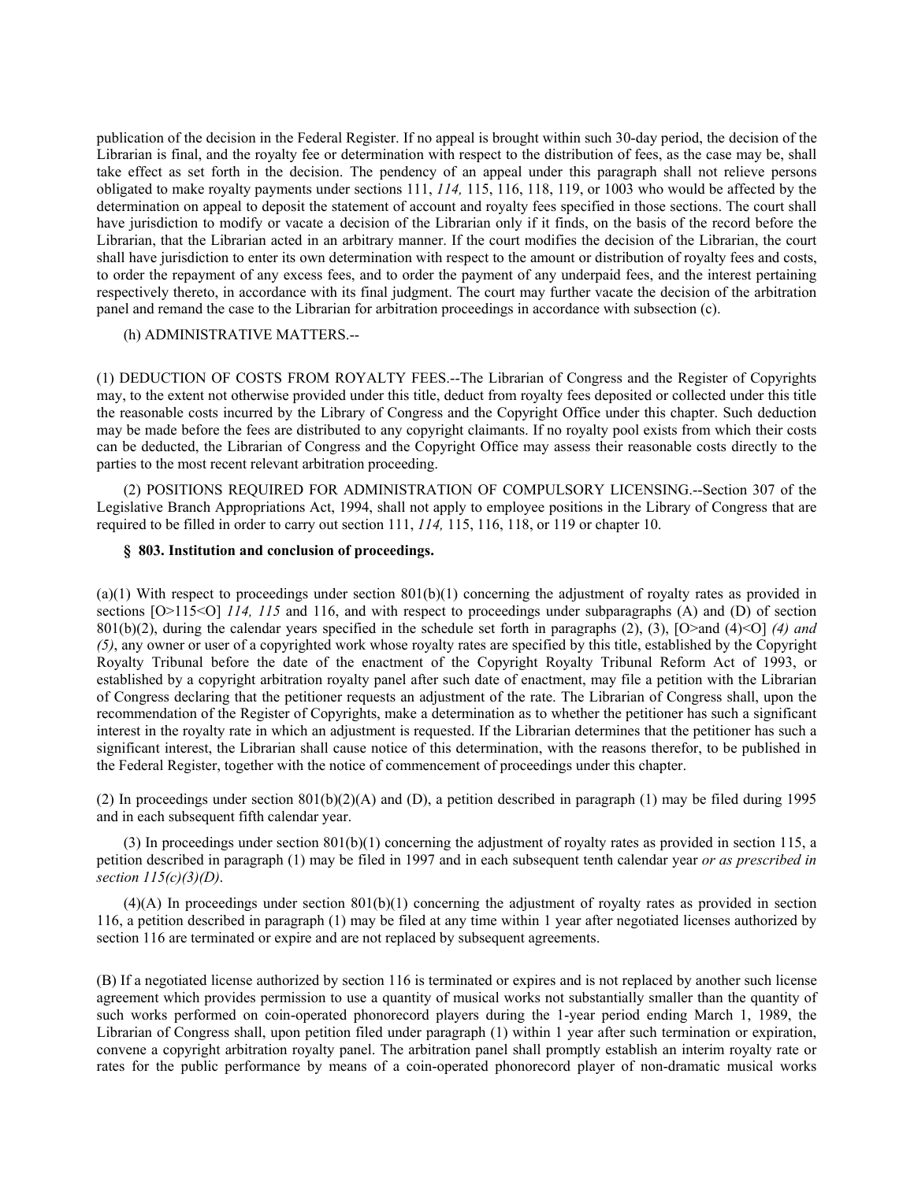publication of the decision in the Federal Register. If no appeal is brought within such 30-day period, the decision of the Librarian is final, and the royalty fee or determination with respect to the distribution of fees, as the case may be, shall take effect as set forth in the decision. The pendency of an appeal under this paragraph shall not relieve persons obligated to make royalty payments under sections 111, *114,* 115, 116, 118, 119, or 1003 who would be affected by the determination on appeal to deposit the statement of account and royalty fees specified in those sections. The court shall have jurisdiction to modify or vacate a decision of the Librarian only if it finds, on the basis of the record before the Librarian, that the Librarian acted in an arbitrary manner. If the court modifies the decision of the Librarian, the court shall have jurisdiction to enter its own determination with respect to the amount or distribution of royalty fees and costs, to order the repayment of any excess fees, and to order the payment of any underpaid fees, and the interest pertaining respectively thereto, in accordance with its final judgment. The court may further vacate the decision of the arbitration panel and remand the case to the Librarian for arbitration proceedings in accordance with subsection (c).

(h) ADMINISTRATIVE MATTERS.--

(1) DEDUCTION OF COSTS FROM ROYALTY FEES.--The Librarian of Congress and the Register of Copyrights may, to the extent not otherwise provided under this title, deduct from royalty fees deposited or collected under this title the reasonable costs incurred by the Library of Congress and the Copyright Office under this chapter. Such deduction may be made before the fees are distributed to any copyright claimants. If no royalty pool exists from which their costs can be deducted, the Librarian of Congress and the Copyright Office may assess their reasonable costs directly to the parties to the most recent relevant arbitration proceeding.

(2) POSITIONS REQUIRED FOR ADMINISTRATION OF COMPULSORY LICENSING.--Section 307 of the Legislative Branch Appropriations Act, 1994, shall not apply to employee positions in the Library of Congress that are required to be filled in order to carry out section 111, *114,* 115, 116, 118, or 119 or chapter 10.

### § 803. Institution and conclusion of proceedings.

(a)(1) With respect to proceedings under section 801(b)(1) concerning the adjustment of royalty rates as provided in sections [O>115<O] *114, 115* and 116, and with respect to proceedings under subparagraphs (A) and (D) of section 801(b)(2), during the calendar years specified in the schedule set forth in paragraphs (2), (3), [O>and (4)<O] *(4) and (5)*, any owner or user of a copyrighted work whose royalty rates are specified by this title, established by the Copyright Royalty Tribunal before the date of the enactment of the Copyright Royalty Tribunal Reform Act of 1993, or established by a copyright arbitration royalty panel after such date of enactment, may file a petition with the Librarian of Congress declaring that the petitioner requests an adjustment of the rate. The Librarian of Congress shall, upon the recommendation of the Register of Copyrights, make a determination as to whether the petitioner has such a significant interest in the royalty rate in which an adjustment is requested. If the Librarian determines that the petitioner has such a significant interest, the Librarian shall cause notice of this determination, with the reasons therefor, to be published in the Federal Register, together with the notice of commencement of proceedings under this chapter.

(2) In proceedings under section 801(b)(2)(A) and (D), a petition described in paragraph (1) may be filed during 1995 and in each subsequent fifth calendar year.

(3) In proceedings under section 801(b)(1) concerning the adjustment of royalty rates as provided in section 115, a petition described in paragraph (1) may be filed in 1997 and in each subsequent tenth calendar year *or as prescribed in section 115(c)(3)(D)*.

(4)(A) In proceedings under section 801(b)(1) concerning the adjustment of royalty rates as provided in section 116, a petition described in paragraph (1) may be filed at any time within 1 year after negotiated licenses authorized by section 116 are terminated or expire and are not replaced by subsequent agreements.

(B) If a negotiated license authorized by section 116 is terminated or expires and is not replaced by another such license agreement which provides permission to use a quantity of musical works not substantially smaller than the quantity of such works performed on coin-operated phonorecord players during the 1-year period ending March 1, 1989, the Librarian of Congress shall, upon petition filed under paragraph (1) within 1 year after such termination or expiration, convene a copyright arbitration royalty panel. The arbitration panel shall promptly establish an interim royalty rate or rates for the public performance by means of a coin-operated phonorecord player of non-dramatic musical works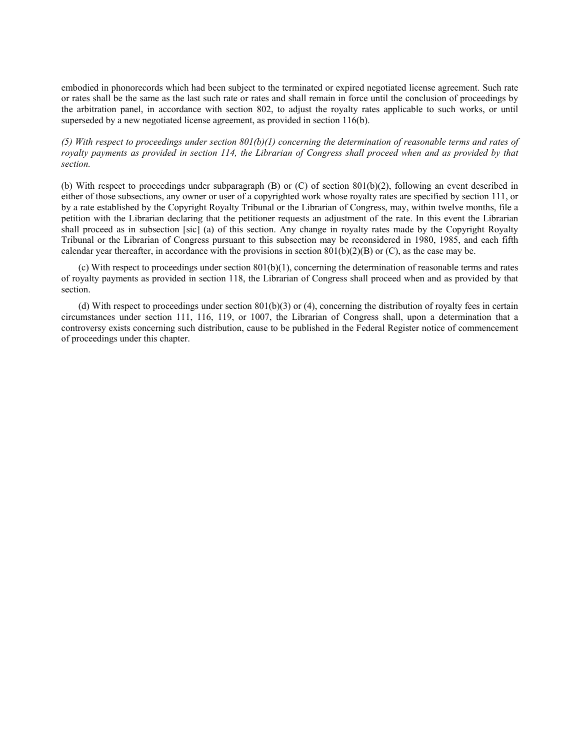embodied in phonorecords which had been subject to the terminated or expired negotiated license agreement. Such rate or rates shall be the same as the last such rate or rates and shall remain in force until the conclusion of proceedings by the arbitration panel, in accordance with section 802, to adjust the royalty rates applicable to such works, or until superseded by a new negotiated license agreement, as provided in section 116(b).

*(5) With respect to proceedings under section 801(b)(1) concerning the determination of reasonable terms and rates of royalty payments as provided in section 114, the Librarian of Congress shall proceed when and as provided by that section.*

(b) With respect to proceedings under subparagraph (B) or (C) of section 801(b)(2), following an event described in either of those subsections, any owner or user of a copyrighted work whose royalty rates are specified by section 111, or by a rate established by the Copyright Royalty Tribunal or the Librarian of Congress, may, within twelve months, file a petition with the Librarian declaring that the petitioner requests an adjustment of the rate. In this event the Librarian shall proceed as in subsection [sic] (a) of this section. Any change in royalty rates made by the Copyright Royalty Tribunal or the Librarian of Congress pursuant to this subsection may be reconsidered in 1980, 1985, and each fifth calendar year thereafter, in accordance with the provisions in section 801(b)(2)(B) or (C), as the case may be.

(c) With respect to proceedings under section 801(b)(1), concerning the determination of reasonable terms and rates of royalty payments as provided in section 118, the Librarian of Congress shall proceed when and as provided by that section.

(d) With respect to proceedings under section 801(b)(3) or (4), concerning the distribution of royalty fees in certain circumstances under section 111, 116, 119, or 1007, the Librarian of Congress shall, upon a determination that a controversy exists concerning such distribution, cause to be published in the Federal Register notice of commencement of proceedings under this chapter.